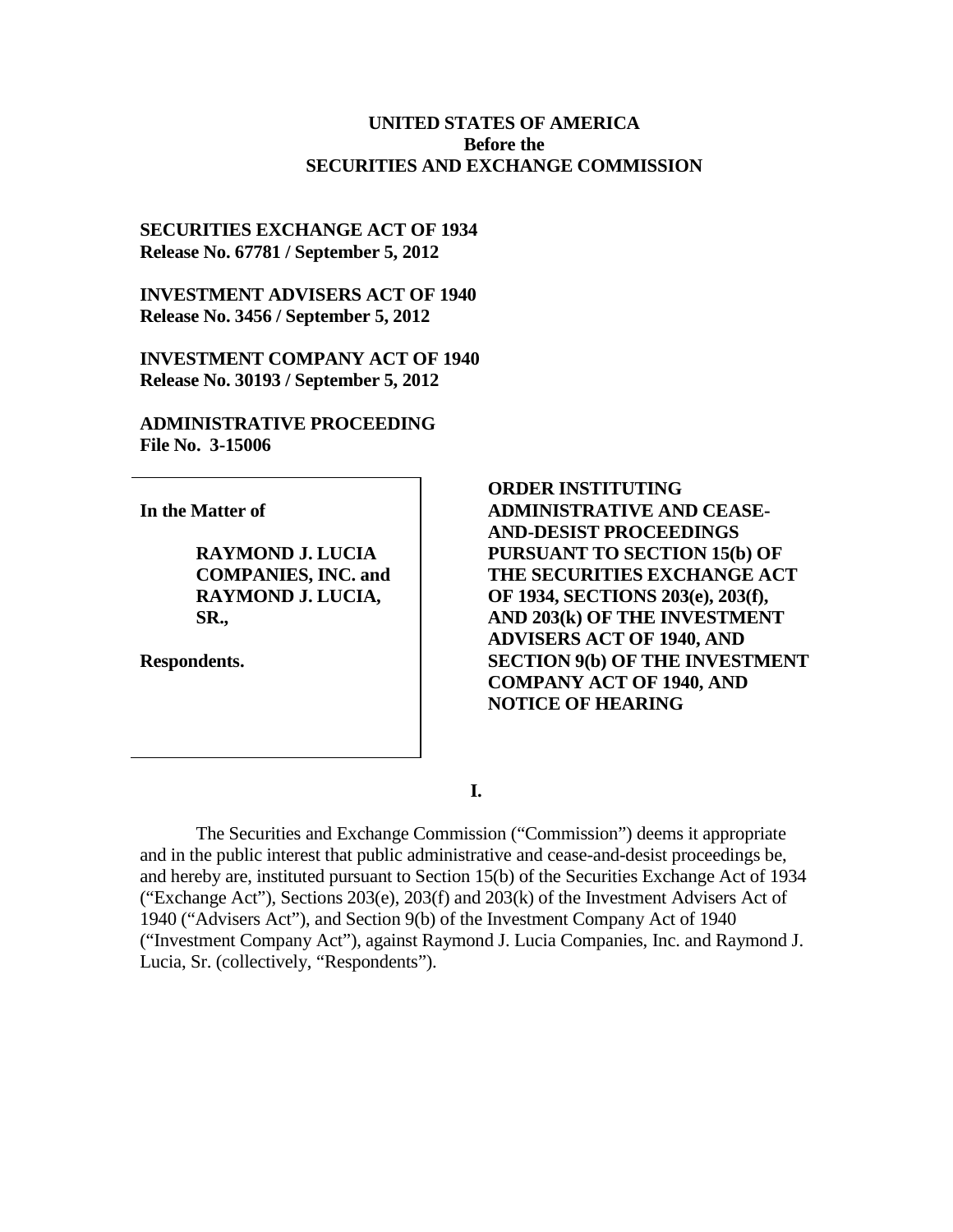**UNITED STATES OF AMERICA**
**Before the**
**SECURITIES AND EXCHANGE COMMISSION**

**SECURITIES EXCHANGE ACT OF 1934**
**Release No. 67781 / September 5, 2012**

**INVESTMENT ADVISERS ACT OF 1940**
**Release No. 3456 / September 5, 2012**

**INVESTMENT COMPANY ACT OF 1940**
**Release No. 30193 / September 5, 2012**

**ADMINISTRATIVE PROCEEDING**
**File No. 3-15006**

**In the Matter of**

**RAYMOND J. LUCIA COMPANIES, INC. and RAYMOND J. LUCIA, SR.,**

**Respondents.**

**ORDER INSTITUTING ADMINISTRATIVE AND CEASE-AND-DESIST PROCEEDINGS PURSUANT TO SECTION 15(b) OF THE SECURITIES EXCHANGE ACT OF 1934, SECTIONS 203(e), 203(f), AND 203(k) OF THE INVESTMENT ADVISERS ACT OF 1940, AND SECTION 9(b) OF THE INVESTMENT COMPANY ACT OF 1940, AND NOTICE OF HEARING**

## I.

The Securities and Exchange Commission ("Commission") deems it appropriate and in the public interest that public administrative and cease-and-desist proceedings be, and hereby are, instituted pursuant to Section 15(b) of the Securities Exchange Act of 1934 ("Exchange Act"), Sections 203(e), 203(f) and 203(k) of the Investment Advisers Act of 1940 ("Advisers Act"), and Section 9(b) of the Investment Company Act of 1940 ("Investment Company Act"), against Raymond J. Lucia Companies, Inc. and Raymond J. Lucia, Sr. (collectively, "Respondents").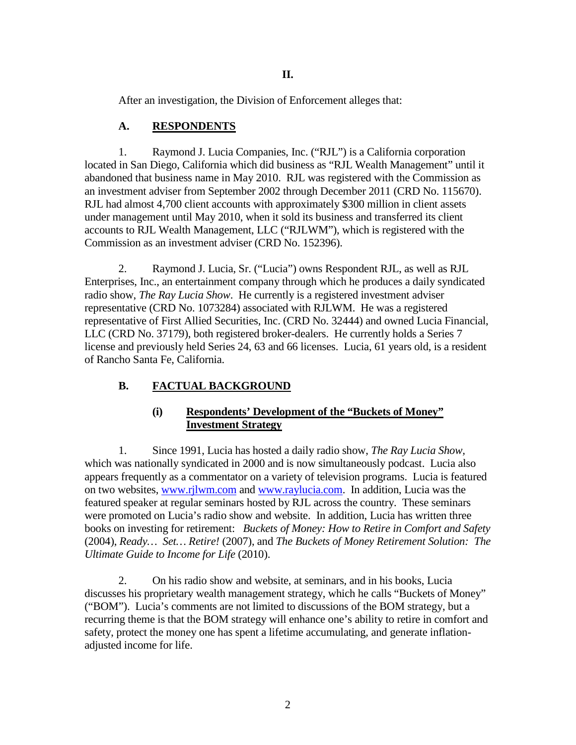## II.

After an investigation, the Division of Enforcement alleges that:

### A. RESPONDENTS

1. Raymond J. Lucia Companies, Inc. ("RJL") is a California corporation located in San Diego, California which did business as "RJL Wealth Management" until it abandoned that business name in May 2010. RJL was registered with the Commission as an investment adviser from September 2002 through December 2011 (CRD No. 115670). RJL had almost 4,700 client accounts with approximately $300 million in client assets under management until May 2010, when it sold its business and transferred its client accounts to RJL Wealth Management, LLC ("RJLWM"), which is registered with the Commission as an investment adviser (CRD No. 152396).

2. Raymond J. Lucia, Sr. ("Lucia") owns Respondent RJL, as well as RJL Enterprises, Inc., an entertainment company through which he produces a daily syndicated radio show, *The Ray Lucia Show*. He currently is a registered investment adviser representative (CRD No. 1073284) associated with RJLWM. He was a registered representative of First Allied Securities, Inc. (CRD No. 32444) and owned Lucia Financial, LLC (CRD No. 37179), both registered broker-dealers. He currently holds a Series 7 license and previously held Series 24, 63 and 66 licenses. Lucia, 61 years old, is a resident of Rancho Santa Fe, California.

### B. FACTUAL BACKGROUND

#### (i) Respondents' Development of the "Buckets of Money" Investment Strategy

1. Since 1991, Lucia has hosted a daily radio show, *The Ray Lucia Show*, which was nationally syndicated in 2000 and is now simultaneously podcast. Lucia also appears frequently as a commentator on a variety of television programs. Lucia is featured on two websites, www.rjlwm.com and www.raylucia.com. In addition, Lucia was the featured speaker at regular seminars hosted by RJL across the country. These seminars were promoted on Lucia's radio show and website. In addition, Lucia has written three books on investing for retirement: *Buckets of Money: How to Retire in Comfort and Safety* (2004), *Ready… Set… Retire!* (2007), and *The Buckets of Money Retirement Solution: The Ultimate Guide to Income for Life* (2010).

2. On his radio show and website, at seminars, and in his books, Lucia discusses his proprietary wealth management strategy, which he calls "Buckets of Money" ("BOM"). Lucia's comments are not limited to discussions of the BOM strategy, but a recurring theme is that the BOM strategy will enhance one's ability to retire in comfort and safety, protect the money one has spent a lifetime accumulating, and generate inflation-adjusted income for life.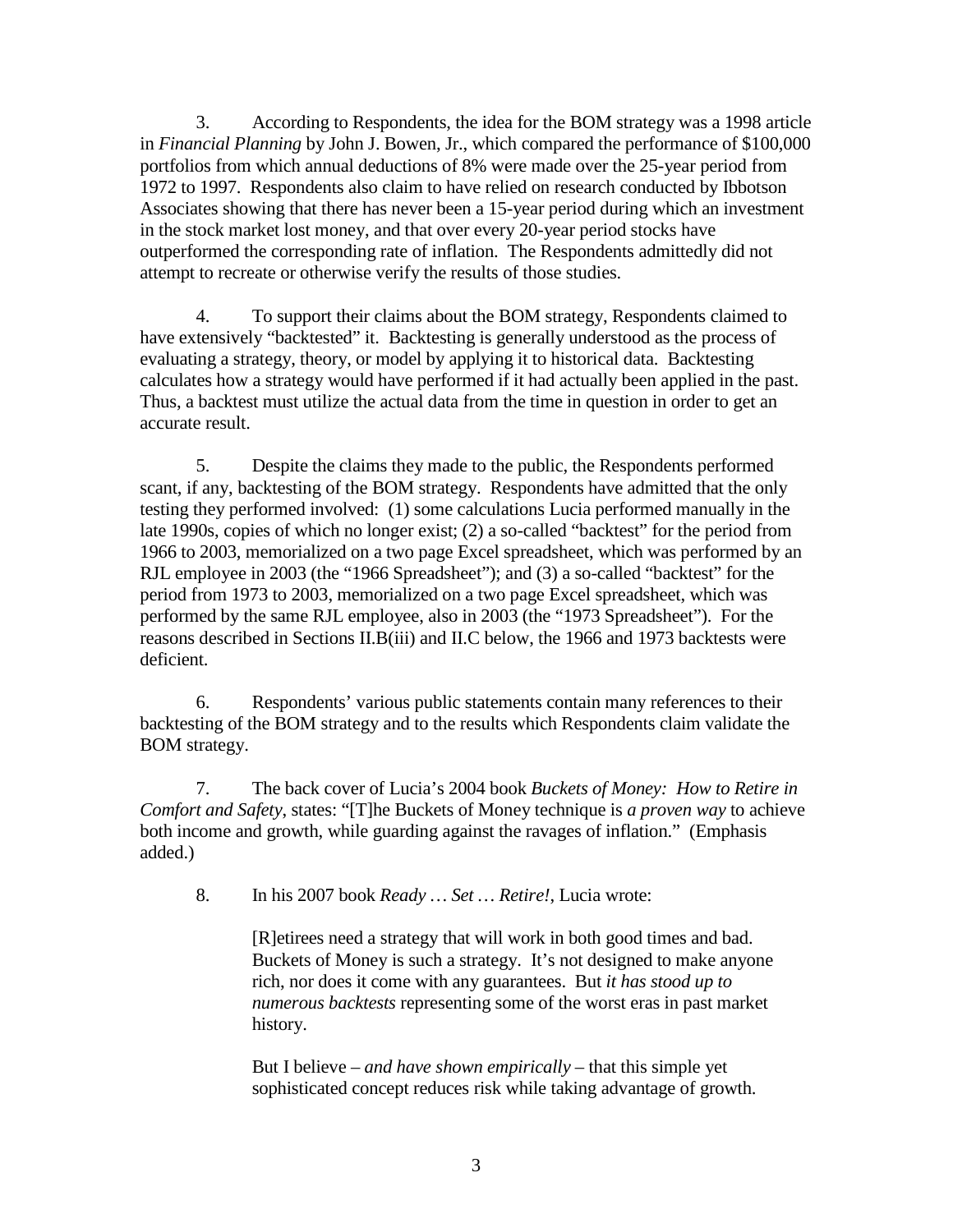3. According to Respondents, the idea for the BOM strategy was a 1998 article in *Financial Planning* by John J. Bowen, Jr., which compared the performance of $100,000 portfolios from which annual deductions of 8% were made over the 25-year period from 1972 to 1997. Respondents also claim to have relied on research conducted by Ibbotson Associates showing that there has never been a 15-year period during which an investment in the stock market lost money, and that over every 20-year period stocks have outperformed the corresponding rate of inflation. The Respondents admittedly did not attempt to recreate or otherwise verify the results of those studies.

4. To support their claims about the BOM strategy, Respondents claimed to have extensively "backtested" it. Backtesting is generally understood as the process of evaluating a strategy, theory, or model by applying it to historical data. Backtesting calculates how a strategy would have performed if it had actually been applied in the past. Thus, a backtest must utilize the actual data from the time in question in order to get an accurate result.

5. Despite the claims they made to the public, the Respondents performed scant, if any, backtesting of the BOM strategy. Respondents have admitted that the only testing they performed involved: (1) some calculations Lucia performed manually in the late 1990s, copies of which no longer exist; (2) a so-called "backtest" for the period from 1966 to 2003, memorialized on a two page Excel spreadsheet, which was performed by an RJL employee in 2003 (the "1966 Spreadsheet"); and (3) a so-called "backtest" for the period from 1973 to 2003, memorialized on a two page Excel spreadsheet, which was performed by the same RJL employee, also in 2003 (the "1973 Spreadsheet"). For the reasons described in Sections II.B(iii) and II.C below, the 1966 and 1973 backtests were deficient.

6. Respondents' various public statements contain many references to their backtesting of the BOM strategy and to the results which Respondents claim validate the BOM strategy.

7. The back cover of Lucia's 2004 book *Buckets of Money: How to Retire in Comfort and Safety*, states: "[T]he Buckets of Money technique is *a proven way* to achieve both income and growth, while guarding against the ravages of inflation." (Emphasis added.)

8. In his 2007 book *Ready … Set … Retire!*, Lucia wrote:

> [R]etirees need a strategy that will work in both good times and bad. Buckets of Money is such a strategy. It's not designed to make anyone rich, nor does it come with any guarantees. But *it has stood up to numerous backtests* representing some of the worst eras in past market history.
>
> But I believe – *and have shown empirically* – that this simple yet sophisticated concept reduces risk while taking advantage of growth.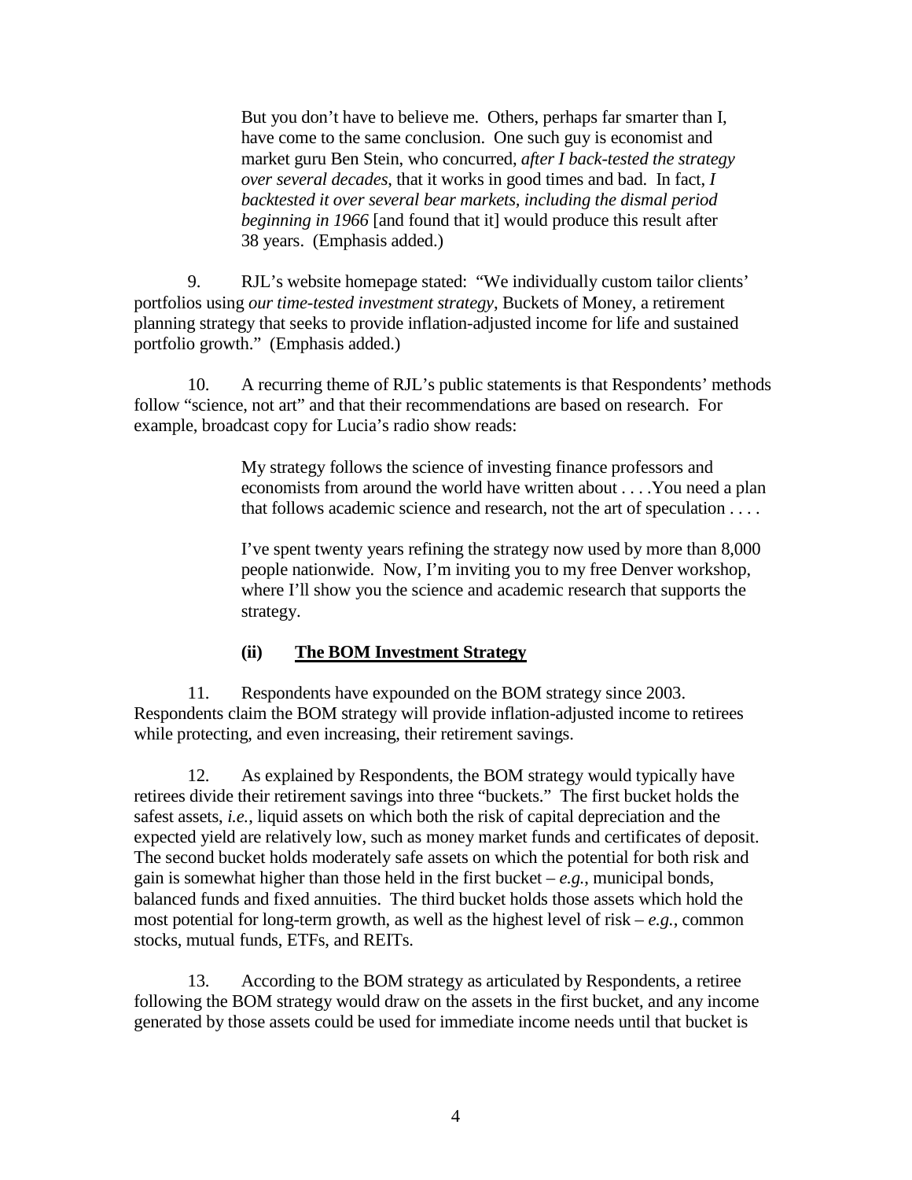> But you don't have to believe me. Others, perhaps far smarter than I, have come to the same conclusion. One such guy is economist and market guru Ben Stein, who concurred, *after I back-tested the strategy over several decades*, that it works in good times and bad. In fact, *I backtested it over several bear markets, including the dismal period beginning in 1966* [and found that it] would produce this result after 38 years. (Emphasis added.)

9. RJL's website homepage stated: "We individually custom tailor clients' portfolios using *our time-tested investment strategy*, Buckets of Money, a retirement planning strategy that seeks to provide inflation-adjusted income for life and sustained portfolio growth." (Emphasis added.)

10. A recurring theme of RJL's public statements is that Respondents' methods follow "science, not art" and that their recommendations are based on research. For example, broadcast copy for Lucia's radio show reads:

> My strategy follows the science of investing finance professors and economists from around the world have written about . . . .You need a plan that follows academic science and research, not the art of speculation . . . .
>
> I've spent twenty years refining the strategy now used by more than 8,000 people nationwide. Now, I'm inviting you to my free Denver workshop, where I'll show you the science and academic research that supports the strategy.

### (ii) The BOM Investment Strategy

11. Respondents have expounded on the BOM strategy since 2003. Respondents claim the BOM strategy will provide inflation-adjusted income to retirees while protecting, and even increasing, their retirement savings.

12. As explained by Respondents, the BOM strategy would typically have retirees divide their retirement savings into three "buckets." The first bucket holds the safest assets, *i.e.*, liquid assets on which both the risk of capital depreciation and the expected yield are relatively low, such as money market funds and certificates of deposit. The second bucket holds moderately safe assets on which the potential for both risk and gain is somewhat higher than those held in the first bucket – *e.g.*, municipal bonds, balanced funds and fixed annuities. The third bucket holds those assets which hold the most potential for long-term growth, as well as the highest level of risk – *e.g.*, common stocks, mutual funds, ETFs, and REITs.

13. According to the BOM strategy as articulated by Respondents, a retiree following the BOM strategy would draw on the assets in the first bucket, and any income generated by those assets could be used for immediate income needs until that bucket is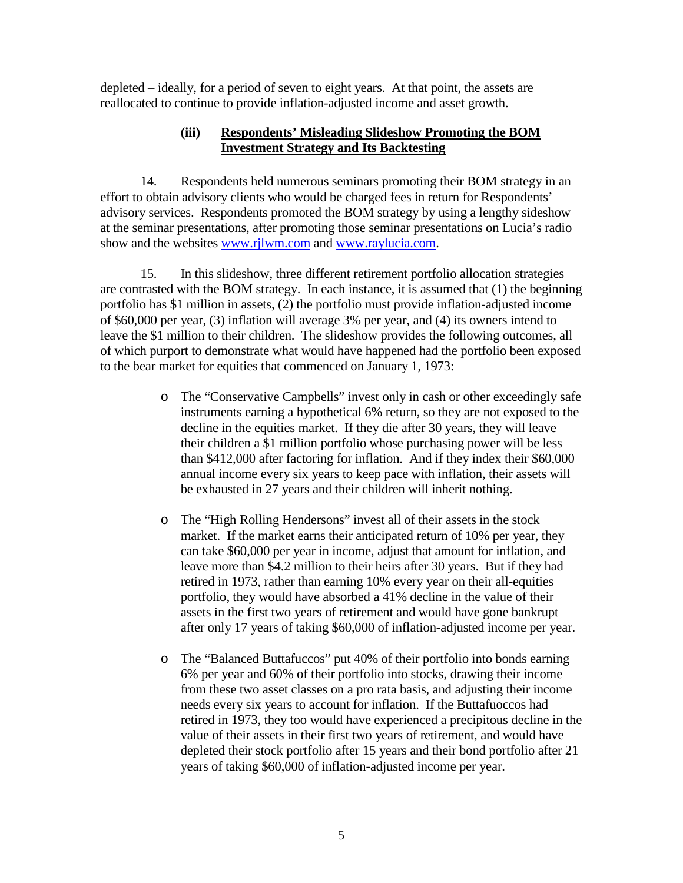depleted – ideally, for a period of seven to eight years. At that point, the assets are reallocated to continue to provide inflation-adjusted income and asset growth.

### (iii) Respondents' Misleading Slideshow Promoting the BOM Investment Strategy and Its Backtesting

14. Respondents held numerous seminars promoting their BOM strategy in an effort to obtain advisory clients who would be charged fees in return for Respondents' advisory services. Respondents promoted the BOM strategy by using a lengthy sideshow at the seminar presentations, after promoting those seminar presentations on Lucia's radio show and the websites [www.rjlwm.com](http://www.rjlwm.com) and [www.raylucia.com](http://www.raylucia.com).

15. In this slideshow, three different retirement portfolio allocation strategies are contrasted with the BOM strategy. In each instance, it is assumed that (1) the beginning portfolio has $1 million in assets, (2) the portfolio must provide inflation-adjusted income of $60,000 per year, (3) inflation will average 3% per year, and (4) its owners intend to leave the $1 million to their children. The slideshow provides the following outcomes, all of which purport to demonstrate what would have happened had the portfolio been exposed to the bear market for equities that commenced on January 1, 1973:

- The "Conservative Campbells" invest only in cash or other exceedingly safe instruments earning a hypothetical 6% return, so they are not exposed to the decline in the equities market. If they die after 30 years, they will leave their children a $1 million portfolio whose purchasing power will be less than $412,000 after factoring for inflation. And if they index their $60,000 annual income every six years to keep pace with inflation, their assets will be exhausted in 27 years and their children will inherit nothing.

- The "High Rolling Hendersons" invest all of their assets in the stock market. If the market earns their anticipated return of 10% per year, they can take $60,000 per year in income, adjust that amount for inflation, and leave more than $4.2 million to their heirs after 30 years. But if they had retired in 1973, rather than earning 10% every year on their all-equities portfolio, they would have absorbed a 41% decline in the value of their assets in the first two years of retirement and would have gone bankrupt after only 17 years of taking $60,000 of inflation-adjusted income per year.

- The "Balanced Buttafuccos" put 40% of their portfolio into bonds earning 6% per year and 60% of their portfolio into stocks, drawing their income from these two asset classes on a pro rata basis, and adjusting their income needs every six years to account for inflation. If the Buttafuoccos had retired in 1973, they too would have experienced a precipitous decline in the value of their assets in their first two years of retirement, and would have depleted their stock portfolio after 15 years and their bond portfolio after 21 years of taking $60,000 of inflation-adjusted income per year.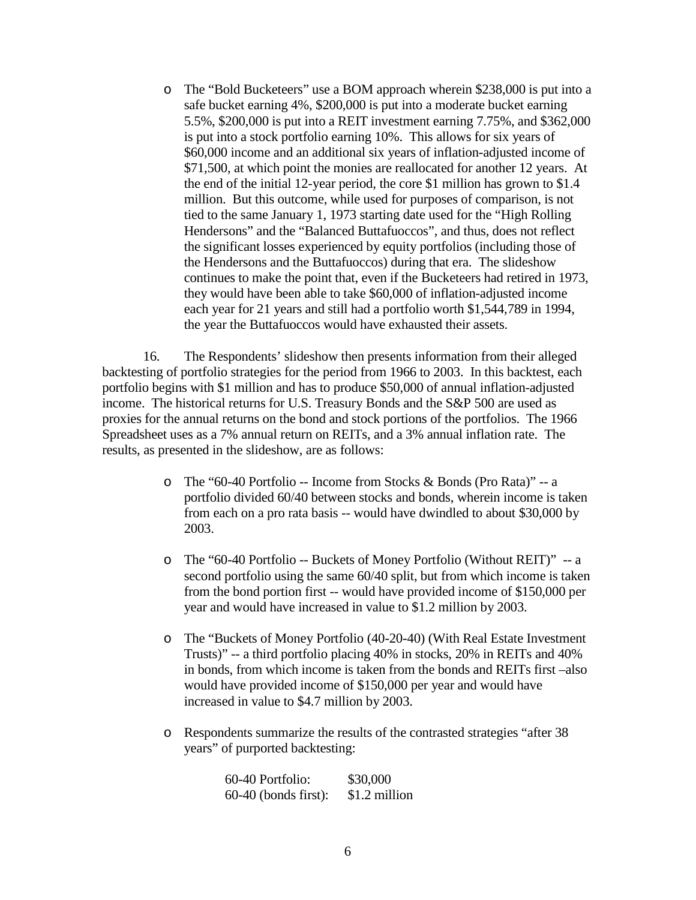- The "Bold Bucketeers" use a BOM approach wherein $238,000 is put into a safe bucket earning 4%, $200,000 is put into a moderate bucket earning 5.5%, $200,000 is put into a REIT investment earning 7.75%, and $362,000 is put into a stock portfolio earning 10%. This allows for six years of $60,000 income and an additional six years of inflation-adjusted income of $71,500, at which point the monies are reallocated for another 12 years. At the end of the initial 12-year period, the core $1 million has grown to $1.4 million. But this outcome, while used for purposes of comparison, is not tied to the same January 1, 1973 starting date used for the "High Rolling Hendersons" and the "Balanced Buttafuoccos", and thus, does not reflect the significant losses experienced by equity portfolios (including those of the Hendersons and the Buttafuoccos) during that era. The slideshow continues to make the point that, even if the Bucketeers had retired in 1973, they would have been able to take $60,000 of inflation-adjusted income each year for 21 years and still had a portfolio worth $1,544,789 in 1994, the year the Buttafuoccos would have exhausted their assets.

16. The Respondents' slideshow then presents information from their alleged backtesting of portfolio strategies for the period from 1966 to 2003. In this backtest, each portfolio begins with $1 million and has to produce $50,000 of annual inflation-adjusted income. The historical returns for U.S. Treasury Bonds and the S&P 500 are used as proxies for the annual returns on the bond and stock portions of the portfolios. The 1966 Spreadsheet uses as a 7% annual return on REITs, and a 3% annual inflation rate. The results, as presented in the slideshow, are as follows:

- The "60-40 Portfolio -- Income from Stocks & Bonds (Pro Rata)" -- a portfolio divided 60/40 between stocks and bonds, wherein income is taken from each on a pro rata basis -- would have dwindled to about $30,000 by 2003.
- The "60-40 Portfolio -- Buckets of Money Portfolio (Without REIT)" -- a second portfolio using the same 60/40 split, but from which income is taken from the bond portion first -- would have provided income of $150,000 per year and would have increased in value to $1.2 million by 2003.
- The "Buckets of Money Portfolio (40-20-40) (With Real Estate Investment Trusts)" -- a third portfolio placing 40% in stocks, 20% in REITs and 40% in bonds, from which income is taken from the bonds and REITs first –also would have provided income of $150,000 per year and would have increased in value to $4.7 million by 2003.
- Respondents summarize the results of the contrasted strategies "after 38 years" of purported backtesting:

| | |
|---|---|
| 60-40 Portfolio: | $30,000 |
| 60-40 (bonds first): | $1.2 million |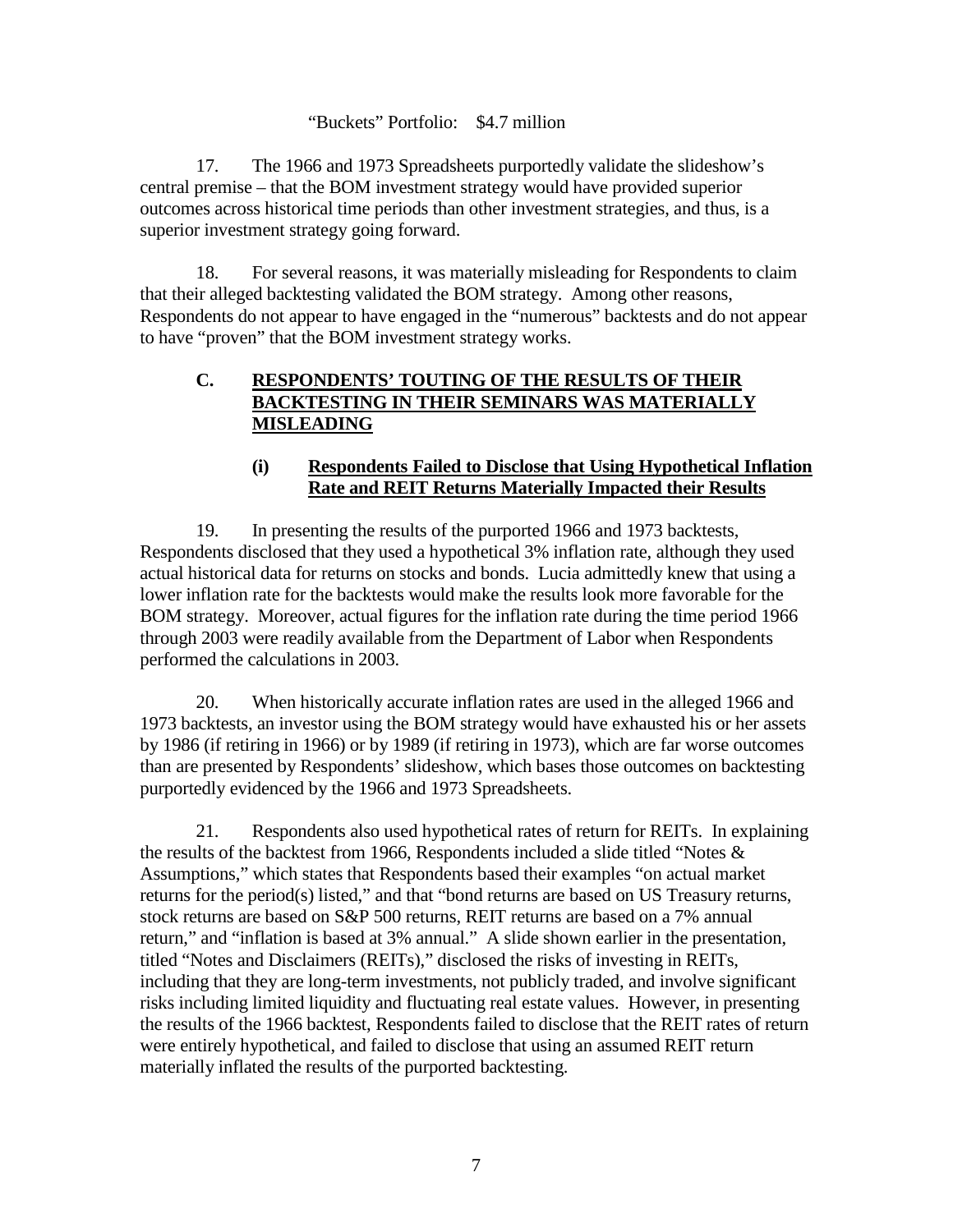"Buckets" Portfolio: $4.7 million

17. The 1966 and 1973 Spreadsheets purportedly validate the slideshow's central premise – that the BOM investment strategy would have provided superior outcomes across historical time periods than other investment strategies, and thus, is a superior investment strategy going forward.

18. For several reasons, it was materially misleading for Respondents to claim that their alleged backtesting validated the BOM strategy. Among other reasons, Respondents do not appear to have engaged in the "numerous" backtests and do not appear to have "proven" that the BOM investment strategy works.

## C. <u>RESPONDENTS' TOUTING OF THE RESULTS OF THEIR BACKTESTING IN THEIR SEMINARS WAS MATERIALLY MISLEADING</u>

### (i) <u>Respondents Failed to Disclose that Using Hypothetical Inflation Rate and REIT Returns Materially Impacted their Results</u>

19. In presenting the results of the purported 1966 and 1973 backtests, Respondents disclosed that they used a hypothetical 3% inflation rate, although they used actual historical data for returns on stocks and bonds. Lucia admittedly knew that using a lower inflation rate for the backtests would make the results look more favorable for the BOM strategy. Moreover, actual figures for the inflation rate during the time period 1966 through 2003 were readily available from the Department of Labor when Respondents performed the calculations in 2003.

20. When historically accurate inflation rates are used in the alleged 1966 and 1973 backtests, an investor using the BOM strategy would have exhausted his or her assets by 1986 (if retiring in 1966) or by 1989 (if retiring in 1973), which are far worse outcomes than are presented by Respondents' slideshow, which bases those outcomes on backtesting purportedly evidenced by the 1966 and 1973 Spreadsheets.

21. Respondents also used hypothetical rates of return for REITs. In explaining the results of the backtest from 1966, Respondents included a slide titled "Notes & Assumptions," which states that Respondents based their examples "on actual market returns for the period(s) listed," and that "bond returns are based on US Treasury returns, stock returns are based on S&P 500 returns, REIT returns are based on a 7% annual return," and "inflation is based at 3% annual." A slide shown earlier in the presentation, titled "Notes and Disclaimers (REITs)," disclosed the risks of investing in REITs, including that they are long-term investments, not publicly traded, and involve significant risks including limited liquidity and fluctuating real estate values. However, in presenting the results of the 1966 backtest, Respondents failed to disclose that the REIT rates of return were entirely hypothetical, and failed to disclose that using an assumed REIT return materially inflated the results of the purported backtesting.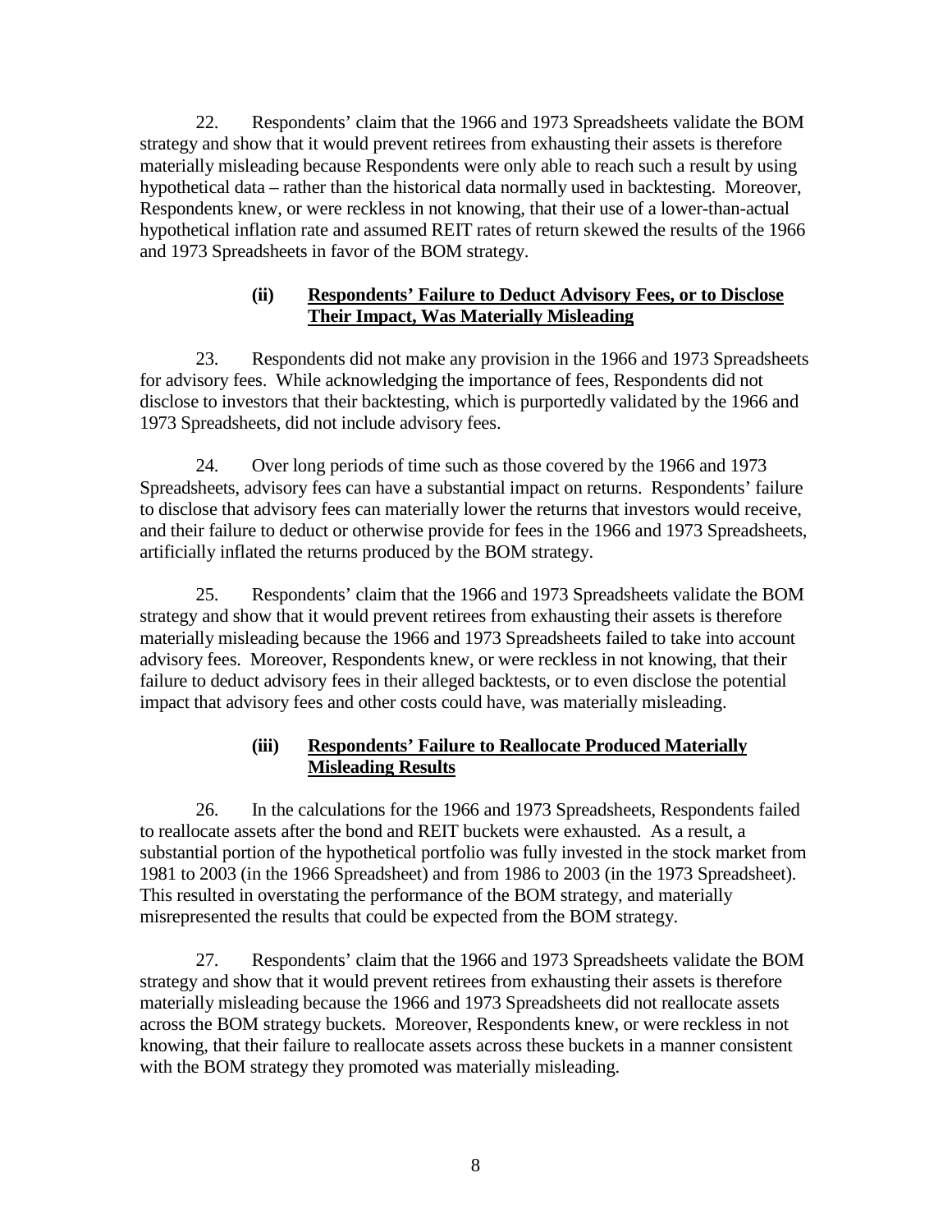22. Respondents' claim that the 1966 and 1973 Spreadsheets validate the BOM strategy and show that it would prevent retirees from exhausting their assets is therefore materially misleading because Respondents were only able to reach such a result by using hypothetical data – rather than the historical data normally used in backtesting. Moreover, Respondents knew, or were reckless in not knowing, that their use of a lower-than-actual hypothetical inflation rate and assumed REIT rates of return skewed the results of the 1966 and 1973 Spreadsheets in favor of the BOM strategy.

#### (ii) <u>Respondents' Failure to Deduct Advisory Fees, or to Disclose Their Impact, Was Materially Misleading</u>

23. Respondents did not make any provision in the 1966 and 1973 Spreadsheets for advisory fees. While acknowledging the importance of fees, Respondents did not disclose to investors that their backtesting, which is purportedly validated by the 1966 and 1973 Spreadsheets, did not include advisory fees.

24. Over long periods of time such as those covered by the 1966 and 1973 Spreadsheets, advisory fees can have a substantial impact on returns. Respondents' failure to disclose that advisory fees can materially lower the returns that investors would receive, and their failure to deduct or otherwise provide for fees in the 1966 and 1973 Spreadsheets, artificially inflated the returns produced by the BOM strategy.

25. Respondents' claim that the 1966 and 1973 Spreadsheets validate the BOM strategy and show that it would prevent retirees from exhausting their assets is therefore materially misleading because the 1966 and 1973 Spreadsheets failed to take into account advisory fees. Moreover, Respondents knew, or were reckless in not knowing, that their failure to deduct advisory fees in their alleged backtests, or to even disclose the potential impact that advisory fees and other costs could have, was materially misleading.

#### (iii) <u>Respondents' Failure to Reallocate Produced Materially Misleading Results</u>

26. In the calculations for the 1966 and 1973 Spreadsheets, Respondents failed to reallocate assets after the bond and REIT buckets were exhausted. As a result, a substantial portion of the hypothetical portfolio was fully invested in the stock market from 1981 to 2003 (in the 1966 Spreadsheet) and from 1986 to 2003 (in the 1973 Spreadsheet). This resulted in overstating the performance of the BOM strategy, and materially misrepresented the results that could be expected from the BOM strategy.

27. Respondents' claim that the 1966 and 1973 Spreadsheets validate the BOM strategy and show that it would prevent retirees from exhausting their assets is therefore materially misleading because the 1966 and 1973 Spreadsheets did not reallocate assets across the BOM strategy buckets. Moreover, Respondents knew, or were reckless in not knowing, that their failure to reallocate assets across these buckets in a manner consistent with the BOM strategy they promoted was materially misleading.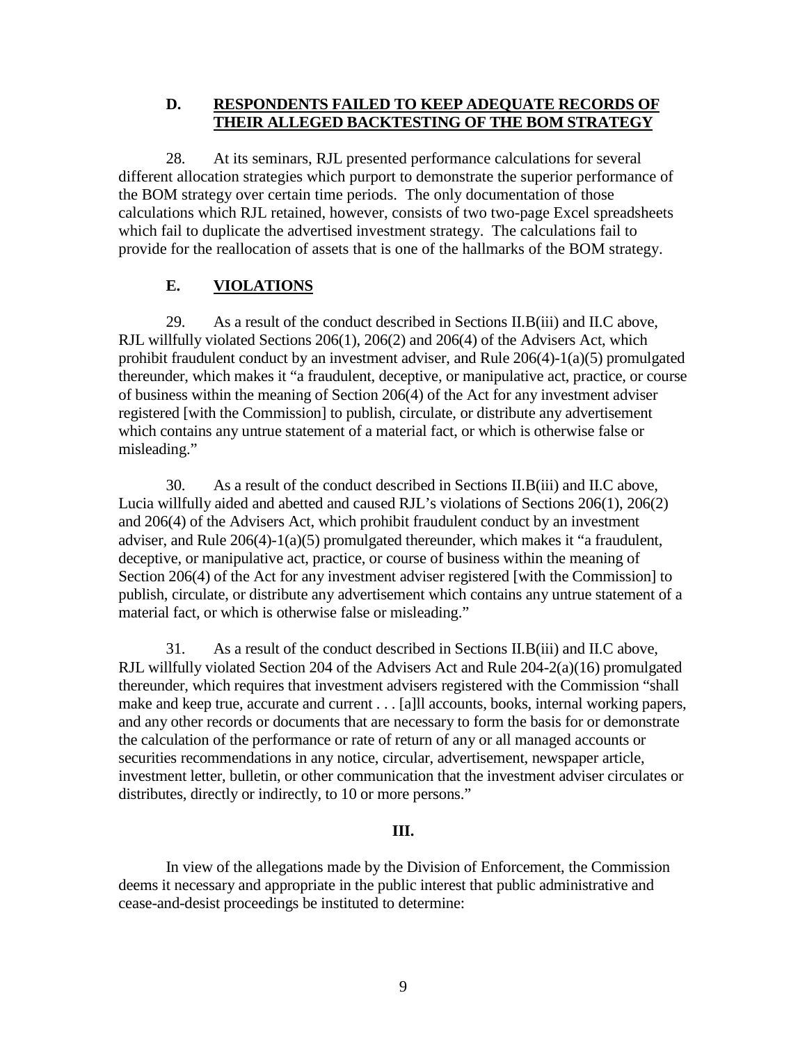### D. RESPONDENTS FAILED TO KEEP ADEQUATE RECORDS OF THEIR ALLEGED BACKTESTING OF THE BOM STRATEGY

28. At its seminars, RJL presented performance calculations for several different allocation strategies which purport to demonstrate the superior performance of the BOM strategy over certain time periods. The only documentation of those calculations which RJL retained, however, consists of two two-page Excel spreadsheets which fail to duplicate the advertised investment strategy. The calculations fail to provide for the reallocation of assets that is one of the hallmarks of the BOM strategy.

### E. VIOLATIONS

29. As a result of the conduct described in Sections II.B(iii) and II.C above, RJL willfully violated Sections 206(1), 206(2) and 206(4) of the Advisers Act, which prohibit fraudulent conduct by an investment adviser, and Rule 206(4)-1(a)(5) promulgated thereunder, which makes it "a fraudulent, deceptive, or manipulative act, practice, or course of business within the meaning of Section 206(4) of the Act for any investment adviser registered [with the Commission] to publish, circulate, or distribute any advertisement which contains any untrue statement of a material fact, or which is otherwise false or misleading."

30. As a result of the conduct described in Sections II.B(iii) and II.C above, Lucia willfully aided and abetted and caused RJL's violations of Sections 206(1), 206(2) and 206(4) of the Advisers Act, which prohibit fraudulent conduct by an investment adviser, and Rule 206(4)-1(a)(5) promulgated thereunder, which makes it "a fraudulent, deceptive, or manipulative act, practice, or course of business within the meaning of Section 206(4) of the Act for any investment adviser registered [with the Commission] to publish, circulate, or distribute any advertisement which contains any untrue statement of a material fact, or which is otherwise false or misleading."

31. As a result of the conduct described in Sections II.B(iii) and II.C above, RJL willfully violated Section 204 of the Advisers Act and Rule 204-2(a)(16) promulgated thereunder, which requires that investment advisers registered with the Commission "shall make and keep true, accurate and current . . . [a]ll accounts, books, internal working papers, and any other records or documents that are necessary to form the basis for or demonstrate the calculation of the performance or rate of return of any or all managed accounts or securities recommendations in any notice, circular, advertisement, newspaper article, investment letter, bulletin, or other communication that the investment adviser circulates or distributes, directly or indirectly, to 10 or more persons."

## III.

In view of the allegations made by the Division of Enforcement, the Commission deems it necessary and appropriate in the public interest that public administrative and cease-and-desist proceedings be instituted to determine: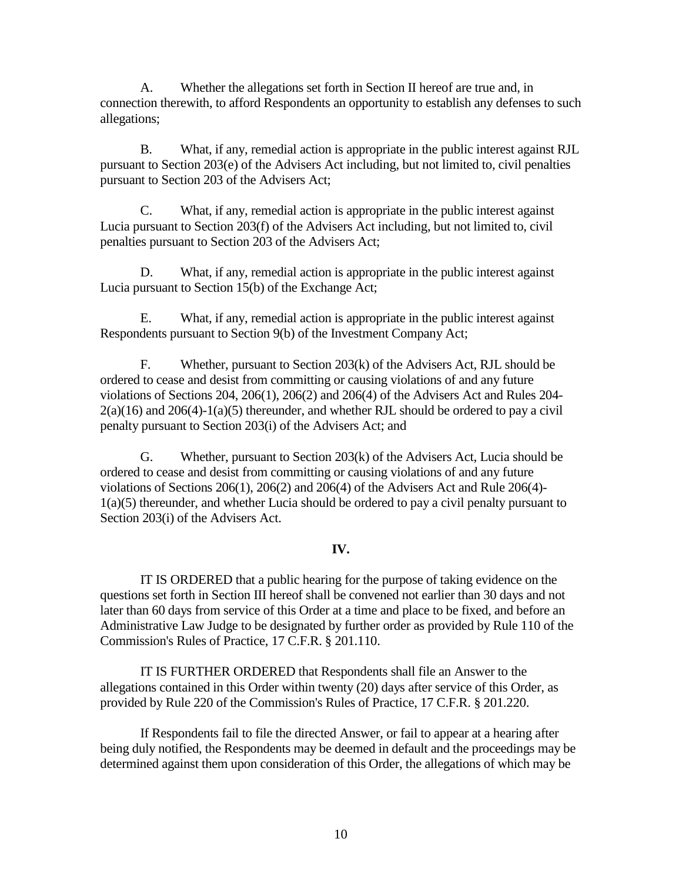A. Whether the allegations set forth in Section II hereof are true and, in connection therewith, to afford Respondents an opportunity to establish any defenses to such allegations;

B. What, if any, remedial action is appropriate in the public interest against RJL pursuant to Section 203(e) of the Advisers Act including, but not limited to, civil penalties pursuant to Section 203 of the Advisers Act;

C. What, if any, remedial action is appropriate in the public interest against Lucia pursuant to Section 203(f) of the Advisers Act including, but not limited to, civil penalties pursuant to Section 203 of the Advisers Act;

D. What, if any, remedial action is appropriate in the public interest against Lucia pursuant to Section 15(b) of the Exchange Act;

E. What, if any, remedial action is appropriate in the public interest against Respondents pursuant to Section 9(b) of the Investment Company Act;

F. Whether, pursuant to Section 203(k) of the Advisers Act, RJL should be ordered to cease and desist from committing or causing violations of and any future violations of Sections 204, 206(1), 206(2) and 206(4) of the Advisers Act and Rules 204-2(a)(16) and 206(4)-1(a)(5) thereunder, and whether RJL should be ordered to pay a civil penalty pursuant to Section 203(i) of the Advisers Act; and

G. Whether, pursuant to Section 203(k) of the Advisers Act, Lucia should be ordered to cease and desist from committing or causing violations of and any future violations of Sections 206(1), 206(2) and 206(4) of the Advisers Act and Rule 206(4)-1(a)(5) thereunder, and whether Lucia should be ordered to pay a civil penalty pursuant to Section 203(i) of the Advisers Act.

## IV.

IT IS ORDERED that a public hearing for the purpose of taking evidence on the questions set forth in Section III hereof shall be convened not earlier than 30 days and not later than 60 days from service of this Order at a time and place to be fixed, and before an Administrative Law Judge to be designated by further order as provided by Rule 110 of the Commission's Rules of Practice, 17 C.F.R. § 201.110.

IT IS FURTHER ORDERED that Respondents shall file an Answer to the allegations contained in this Order within twenty (20) days after service of this Order, as provided by Rule 220 of the Commission's Rules of Practice, 17 C.F.R. § 201.220.

If Respondents fail to file the directed Answer, or fail to appear at a hearing after being duly notified, the Respondents may be deemed in default and the proceedings may be determined against them upon consideration of this Order, the allegations of which may be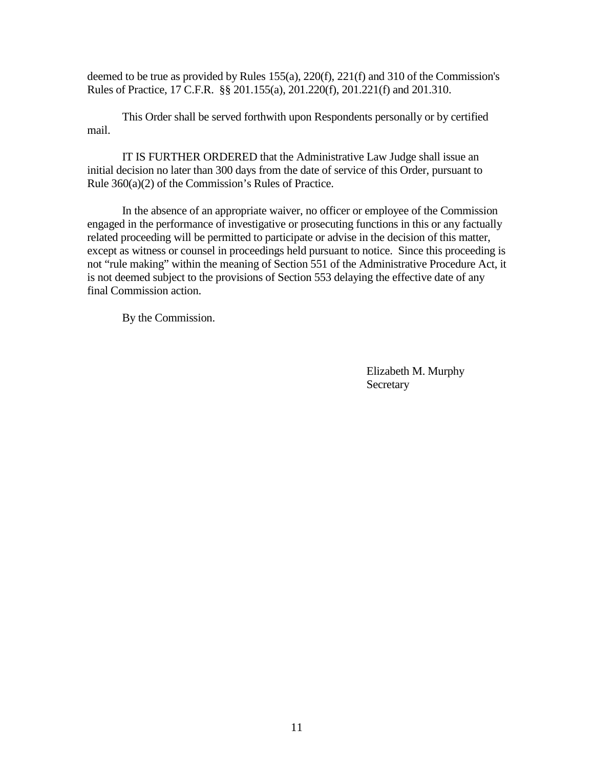deemed to be true as provided by Rules 155(a), 220(f), 221(f) and 310 of the Commission's Rules of Practice, 17 C.F.R. §§ 201.155(a), 201.220(f), 201.221(f) and 201.310.

This Order shall be served forthwith upon Respondents personally or by certified mail.

IT IS FURTHER ORDERED that the Administrative Law Judge shall issue an initial decision no later than 300 days from the date of service of this Order, pursuant to Rule 360(a)(2) of the Commission's Rules of Practice.

In the absence of an appropriate waiver, no officer or employee of the Commission engaged in the performance of investigative or prosecuting functions in this or any factually related proceeding will be permitted to participate or advise in the decision of this matter, except as witness or counsel in proceedings held pursuant to notice. Since this proceeding is not "rule making" within the meaning of Section 551 of the Administrative Procedure Act, it is not deemed subject to the provisions of Section 553 delaying the effective date of any final Commission action.

By the Commission.

Elizabeth M. Murphy
Secretary